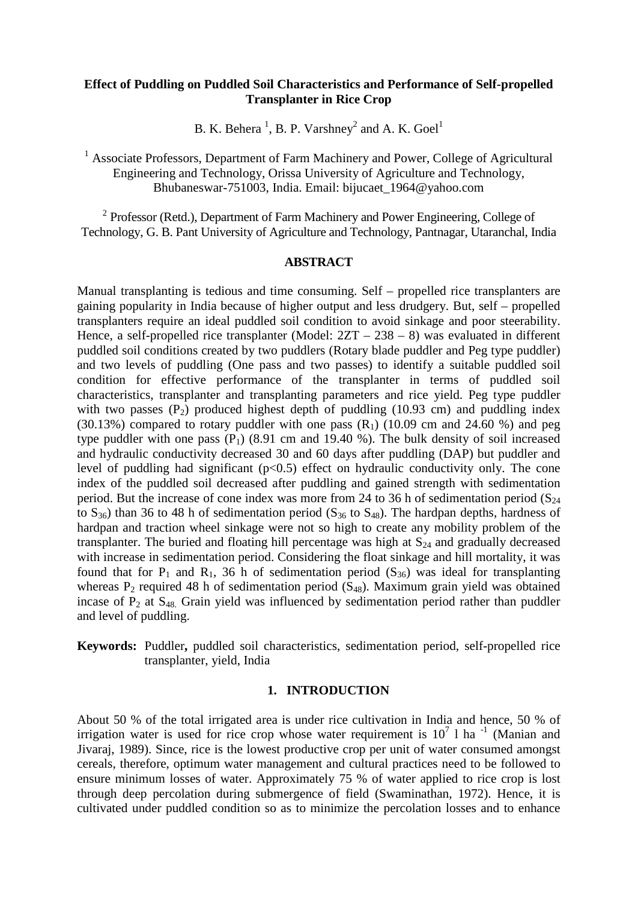# Effect of Puddling on Puddled Soil Characteristics and Performance of Self-propelled Transplanter in Rice Crop

B. K. Behera [1], B. P. Varshney[2] and A. K. Goel[1]

[1] Associate Professors, Department of Farm Machinery and Power, College of Agricultural Engineering and Technology, Orissa University of Agriculture and Technology, Bhubaneswar-751003, India. Email: bijucaet_1964@yahoo.com

[2] Professor (Retd.), Department of Farm Machinery and Power Engineering, College of Technology, G. B. Pant University of Agriculture and Technology, Pantnagar, Utaranchal, India

## ABSTRACT

Manual transplanting is tedious and time consuming. Self – propelled rice transplanters are gaining popularity in India because of higher output and less drudgery. But, self – propelled transplanters require an ideal puddled soil condition to avoid sinkage and poor steerability. Hence, a self-propelled rice transplanter (Model: 2ZT – 238 – 8) was evaluated in different puddled soil conditions created by two puddlers (Rotary blade puddler and Peg type puddler) and two levels of puddling (One pass and two passes) to identify a suitable puddled soil condition for effective performance of the transplanter in terms of puddled soil characteristics, transplanter and transplanting parameters and rice yield. Peg type puddler with two passes ($P_2$) produced highest depth of puddling (10.93 cm) and puddling index (30.13%) compared to rotary puddler with one pass ($R_1$) (10.09 cm and 24.60 %) and peg type puddler with one pass ($P_1$) (8.91 cm and 19.40 %). The bulk density of soil increased and hydraulic conductivity decreased 30 and 60 days after puddling (DAP) but puddler and level of puddling had significant ($p<0.5$) effect on hydraulic conductivity only. The cone index of the puddled soil decreased after puddling and gained strength with sedimentation period. But the increase of cone index was more from 24 to 36 h of sedimentation period ($S_{24}$ to $S_{36}$) than 36 to 48 h of sedimentation period ($S_{36}$ to $S_{48}$). The hardpan depths, hardness of hardpan and traction wheel sinkage were not so high to create any mobility problem of the transplanter. The buried and floating hill percentage was high at $S_{24}$ and gradually decreased with increase in sedimentation period. Considering the float sinkage and hill mortality, it was found that for $P_1$ and $R_1$, 36 h of sedimentation period ($S_{36}$) was ideal for transplanting whereas $P_2$ required 48 h of sedimentation period ($S_{48}$). Maximum grain yield was obtained incase of $P_2$ at $S_{48}$. Grain yield was influenced by sedimentation period rather than puddler and level of puddling.

**Keywords:** Puddler, puddled soil characteristics, sedimentation period, self-propelled rice transplanter, yield, India

## 1. INTRODUCTION

About 50 % of the total irrigated area is under rice cultivation in India and hence, 50 % of irrigation water is used for rice crop whose water requirement is $10^7$ l ha $^{-1}$ (Manian and Jivaraj, 1989). Since, rice is the lowest productive crop per unit of water consumed amongst cereals, therefore, optimum water management and cultural practices need to be followed to ensure minimum losses of water. Approximately 75 % of water applied to rice crop is lost through deep percolation during submergence of field (Swaminathan, 1972). Hence, it is cultivated under puddled condition so as to minimize the percolation losses and to enhance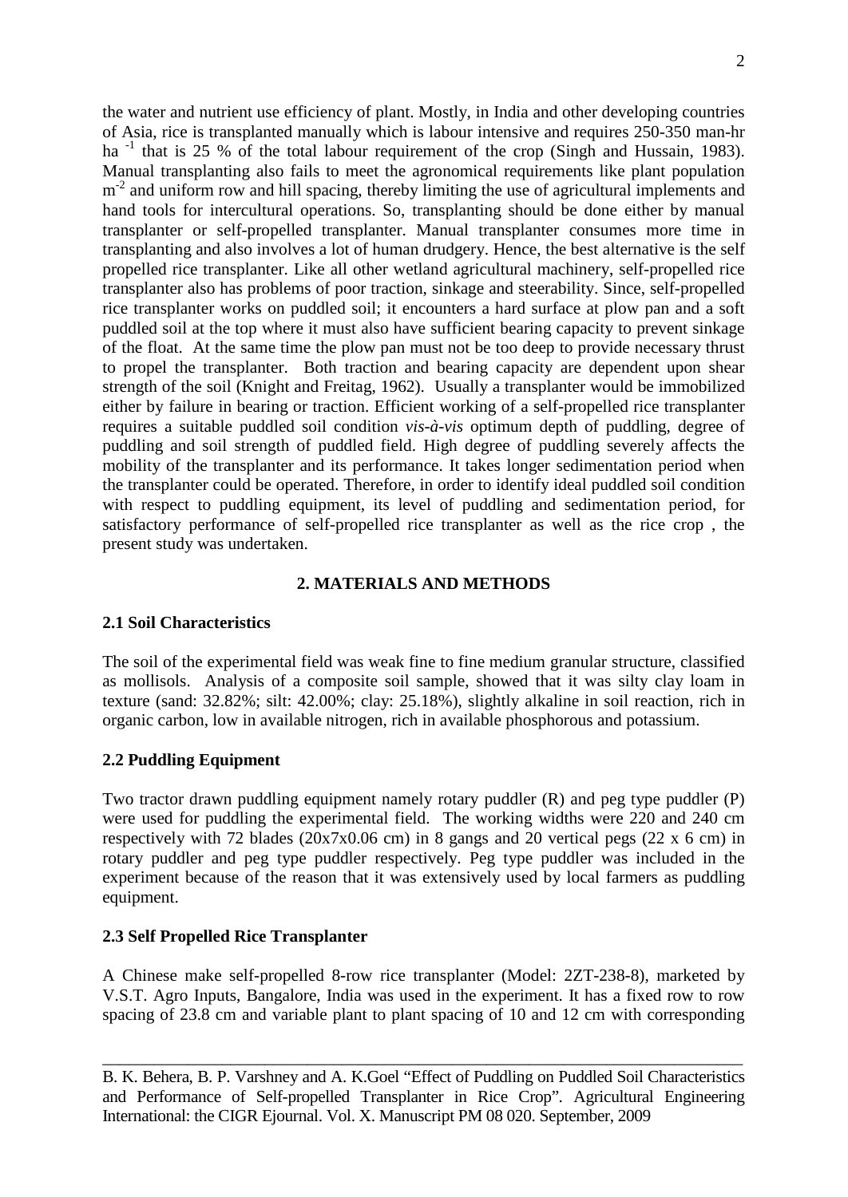the water and nutrient use efficiency of plant. Mostly, in India and other developing countries of Asia, rice is transplanted manually which is labour intensive and requires 250-350 man-hr $ha^{-1}$ that is 25 % of the total labour requirement of the crop (Singh and Hussain, 1983). Manual transplanting also fails to meet the agronomical requirements like plant population $m^{-2}$ and uniform row and hill spacing, thereby limiting the use of agricultural implements and hand tools for intercultural operations. So, transplanting should be done either by manual transplanter or self-propelled transplanter. Manual transplanter consumes more time in transplanting and also involves a lot of human drudgery. Hence, the best alternative is the self propelled rice transplanter. Like all other wetland agricultural machinery, self-propelled rice transplanter also has problems of poor traction, sinkage and steerability. Since, self-propelled rice transplanter works on puddled soil; it encounters a hard surface at plow pan and a soft puddled soil at the top where it must also have sufficient bearing capacity to prevent sinkage of the float. At the same time the plow pan must not be too deep to provide necessary thrust to propel the transplanter. Both traction and bearing capacity are dependent upon shear strength of the soil (Knight and Freitag, 1962). Usually a transplanter would be immobilized either by failure in bearing or traction. Efficient working of a self-propelled rice transplanter requires a suitable puddled soil condition *vis-à-vis* optimum depth of puddling, degree of puddling and soil strength of puddled field. High degree of puddling severely affects the mobility of the transplanter and its performance. It takes longer sedimentation period when the transplanter could be operated. Therefore, in order to identify ideal puddled soil condition with respect to puddling equipment, its level of puddling and sedimentation period, for satisfactory performance of self-propelled rice transplanter as well as the rice crop , the present study was undertaken.

## 2. MATERIALS AND METHODS

### 2.1 Soil Characteristics

The soil of the experimental field was weak fine to fine medium granular structure, classified as mollisols. Analysis of a composite soil sample, showed that it was silty clay loam in texture (sand: 32.82%; silt: 42.00%; clay: 25.18%), slightly alkaline in soil reaction, rich in organic carbon, low in available nitrogen, rich in available phosphorous and potassium.

### 2.2 Puddling Equipment

Two tractor drawn puddling equipment namely rotary puddler (R) and peg type puddler (P) were used for puddling the experimental field. The working widths were 220 and 240 cm respectively with 72 blades (20x7x0.06 cm) in 8 gangs and 20 vertical pegs (22 x 6 cm) in rotary puddler and peg type puddler respectively. Peg type puddler was included in the experiment because of the reason that it was extensively used by local farmers as puddling equipment.

### 2.3 Self Propelled Rice Transplanter

A Chinese make self-propelled 8-row rice transplanter (Model: 2ZT-238-8), marketed by V.S.T. Agro Inputs, Bangalore, India was used in the experiment. It has a fixed row to row spacing of 23.8 cm and variable plant to plant spacing of 10 and 12 cm with corresponding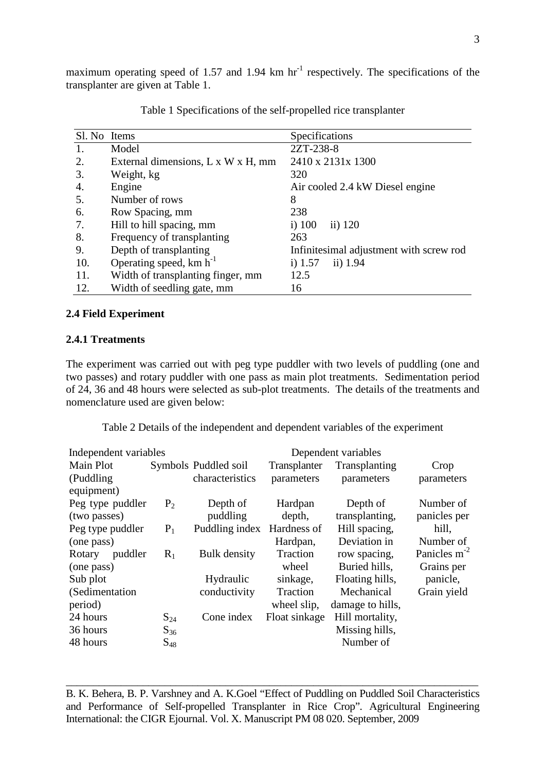maximum operating speed of 1.57 and 1.94 km $hr^{-1}$ respectively. The specifications of the transplanter are given at Table 1.

Table 1 Specifications of the self-propelled rice transplanter

| Sl. No | Items | Specifications |
|---|---|---|
| 1. | Model | 2ZT-238-8 |
| 2. | External dimensions, L x W x H, mm | 2410 x 2131x 1300 |
| 3. | Weight, kg | 320 |
| 4. | Engine | Air cooled 2.4 kW Diesel engine |
| 5. | Number of rows | 8 |
| 6. | Row Spacing, mm | 238 |
| 7. | Hill to hill spacing, mm | i) 100 ii) 120 |
| 8. | Frequency of transplanting | 263 |
| 9. | Depth of transplanting | Infinitesimal adjustment with screw rod |
| 10. | Operating speed, km $h^{-1}$ | i) 1.57 ii) 1.94 |
| 11. | Width of transplanting finger, mm | 12.5 |
| 12. | Width of seedling gate, mm | 16 |

**2.4 Field Experiment**

**2.4.1 Treatments**

The experiment was carried out with peg type puddler with two levels of puddling (one and two passes) and rotary puddler with one pass as main plot treatments. Sedimentation period of 24, 36 and 48 hours were selected as sub-plot treatments. The details of the treatments and nomenclature used are given below:

Table 2 Details of the independent and dependent variables of the experiment

| Independent variables | | Dependent variables | | | |
|---|---|---|---|---|---|
| Main Plot (Puddling equipment) | Symbols | Puddled soil characteristics | Transplanter parameters | Transplanting parameters | Crop parameters |
| Peg type puddler (two passes) | $P_2$ | Depth of puddling | Hardpan depth, | Depth of transplanting, | Number of panicles per hill, |
| Peg type puddler (one pass) | $P_1$ | Puddling index | Hardness of Hardpan, | Hill spacing, Deviation in | Number of Panicles $m^{-2}$ |
| Rotary puddler (one pass) | $R_1$ | Bulk density | Traction wheel | row spacing, Buried hills, | Grains per panicle, |
| Sub plot (Sedimentation period) | | Hydraulic conductivity | sinkage, Traction wheel slip, | Floating hills, Mechanical damage to hills, | Grain yield |
| 24 hours | $S_{24}$ | Cone index | Float sinkage | Hill mortality, | |
| 36 hours | $S_{36}$ | | | Missing hills, | |
| 48 hours | $S_{48}$ | | | Number of | |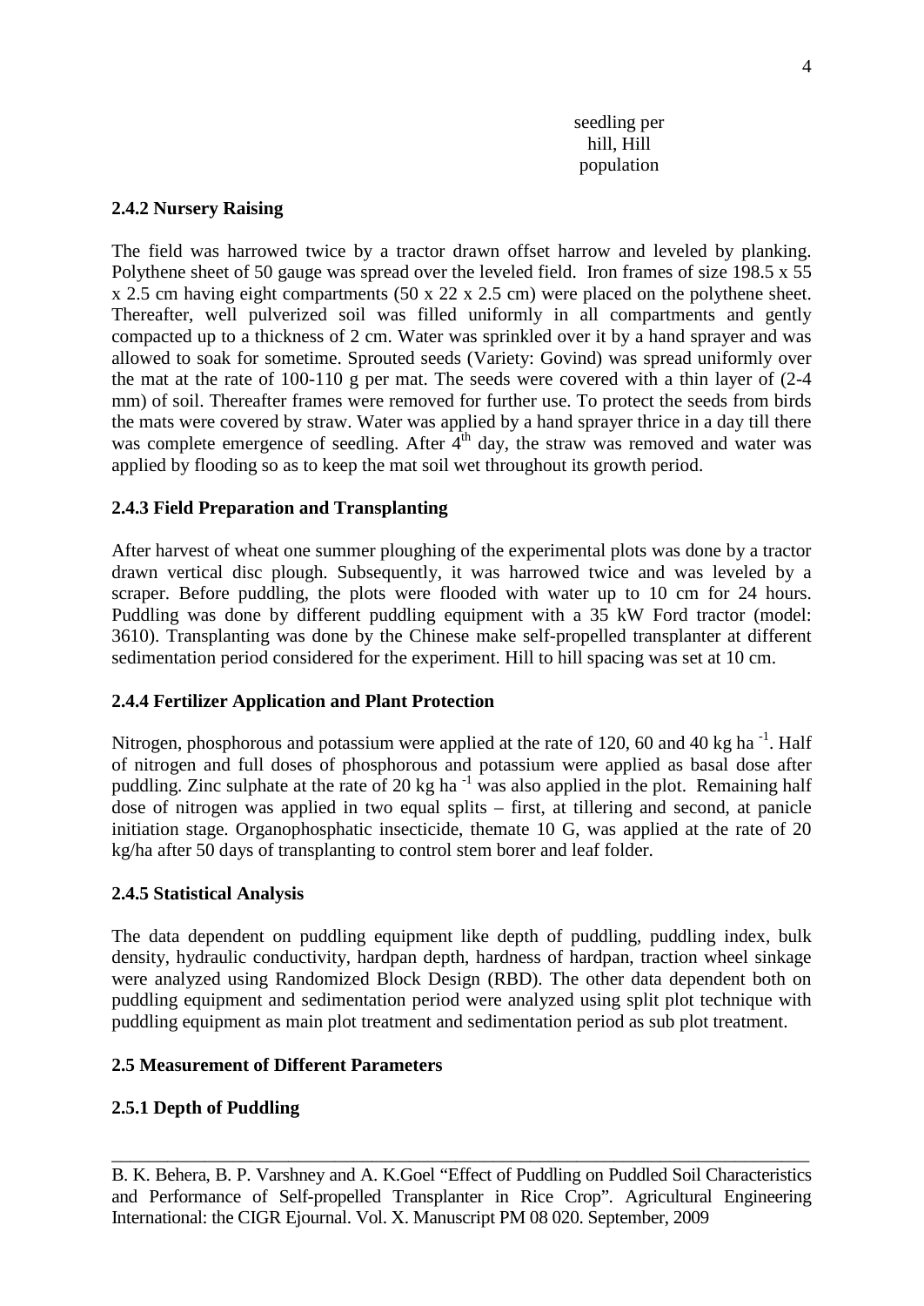seedling per hill, Hill population

### 2.4.2 Nursery Raising

The field was harrowed twice by a tractor drawn offset harrow and leveled by planking. Polythene sheet of 50 gauge was spread over the leveled field. Iron frames of size 198.5 x 55 x 2.5 cm having eight compartments (50 x 22 x 2.5 cm) were placed on the polythene sheet. Thereafter, well pulverized soil was filled uniformly in all compartments and gently compacted up to a thickness of 2 cm. Water was sprinkled over it by a hand sprayer and was allowed to soak for sometime. Sprouted seeds (Variety: Govind) was spread uniformly over the mat at the rate of 100-110 g per mat. The seeds were covered with a thin layer of (2-4 mm) of soil. Thereafter frames were removed for further use. To protect the seeds from birds the mats were covered by straw. Water was applied by a hand sprayer thrice in a day till there was complete emergence of seedling. After $4^{th}$ day, the straw was removed and water was applied by flooding so as to keep the mat soil wet throughout its growth period.

### 2.4.3 Field Preparation and Transplanting

After harvest of wheat one summer ploughing of the experimental plots was done by a tractor drawn vertical disc plough. Subsequently, it was harrowed twice and was leveled by a scraper. Before puddling, the plots were flooded with water up to 10 cm for 24 hours. Puddling was done by different puddling equipment with a 35 kW Ford tractor (model: 3610). Transplanting was done by the Chinese make self-propelled transplanter at different sedimentation period considered for the experiment. Hill to hill spacing was set at 10 cm.

### 2.4.4 Fertilizer Application and Plant Protection

Nitrogen, phosphorous and potassium were applied at the rate of 120, 60 and 40 kg ha $^{-1}$. Half of nitrogen and full doses of phosphorous and potassium were applied as basal dose after puddling. Zinc sulphate at the rate of 20 kg ha $^{-1}$ was also applied in the plot. Remaining half dose of nitrogen was applied in two equal splits – first, at tillering and second, at panicle initiation stage. Organophosphatic insecticide, themate 10 G, was applied at the rate of 20 kg/ha after 50 days of transplanting to control stem borer and leaf folder.

### 2.4.5 Statistical Analysis

The data dependent on puddling equipment like depth of puddling, puddling index, bulk density, hydraulic conductivity, hardpan depth, hardness of hardpan, traction wheel sinkage were analyzed using Randomized Block Design (RBD). The other data dependent both on puddling equipment and sedimentation period were analyzed using split plot technique with puddling equipment as main plot treatment and sedimentation period as sub plot treatment.

## 2.5 Measurement of Different Parameters

### 2.5.1 Depth of Puddling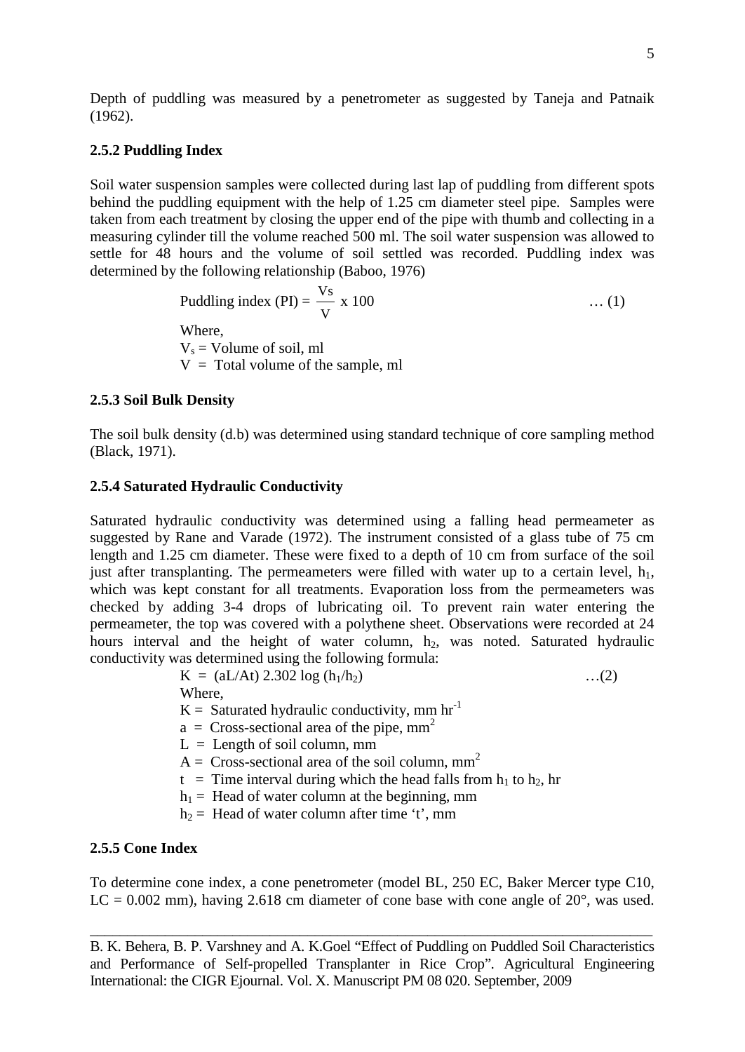Depth of puddling was measured by a penetrometer as suggested by Taneja and Patnaik (1962).

### 2.5.2 Puddling Index

Soil water suspension samples were collected during last lap of puddling from different spots behind the puddling equipment with the help of 1.25 cm diameter steel pipe. Samples were taken from each treatment by closing the upper end of the pipe with thumb and collecting in a measuring cylinder till the volume reached 500 ml. The soil water suspension was allowed to settle for 48 hours and the volume of soil settled was recorded. Puddling index was determined by the following relationship (Baboo, 1976)

$$\text{Puddling index (PI)} = \frac{Vs}{V} \times 100 \qquad \ldots (1)$$

Where,
$V_s$ = Volume of soil, ml
$V$ = Total volume of the sample, ml

### 2.5.3 Soil Bulk Density

The soil bulk density (d.b) was determined using standard technique of core sampling method (Black, 1971).

### 2.5.4 Saturated Hydraulic Conductivity

Saturated hydraulic conductivity was determined using a falling head permeameter as suggested by Rane and Varade (1972). The instrument consisted of a glass tube of 75 cm length and 1.25 cm diameter. These were fixed to a depth of 10 cm from surface of the soil just after transplanting. The permeameters were filled with water up to a certain level, $h_1$, which was kept constant for all treatments. Evaporation loss from the permeameters was checked by adding 3-4 drops of lubricating oil. To prevent rain water entering the permeameter, the top was covered with a polythene sheet. Observations were recorded at 24 hours interval and the height of water column, $h_2$, was noted. Saturated hydraulic conductivity was determined using the following formula:

$$K = (aL/At)\ 2.302 \log (h_1/h_2) \qquad \ldots (2)$$

Where,
$K$ = Saturated hydraulic conductivity, mm $hr^{-1}$
$a$ = Cross-sectional area of the pipe, $mm^2$
$L$ = Length of soil column, mm
$A$ = Cross-sectional area of the soil column, $mm^2$
$t$ = Time interval during which the head falls from $h_1$ to $h_2$, hr
$h_1$ = Head of water column at the beginning, mm
$h_2$ = Head of water column after time 't', mm

### 2.5.5 Cone Index

To determine cone index, a cone penetrometer (model BL, 250 EC, Baker Mercer type C10, LC = 0.002 mm), having 2.618 cm diameter of cone base with cone angle of 20°, was used.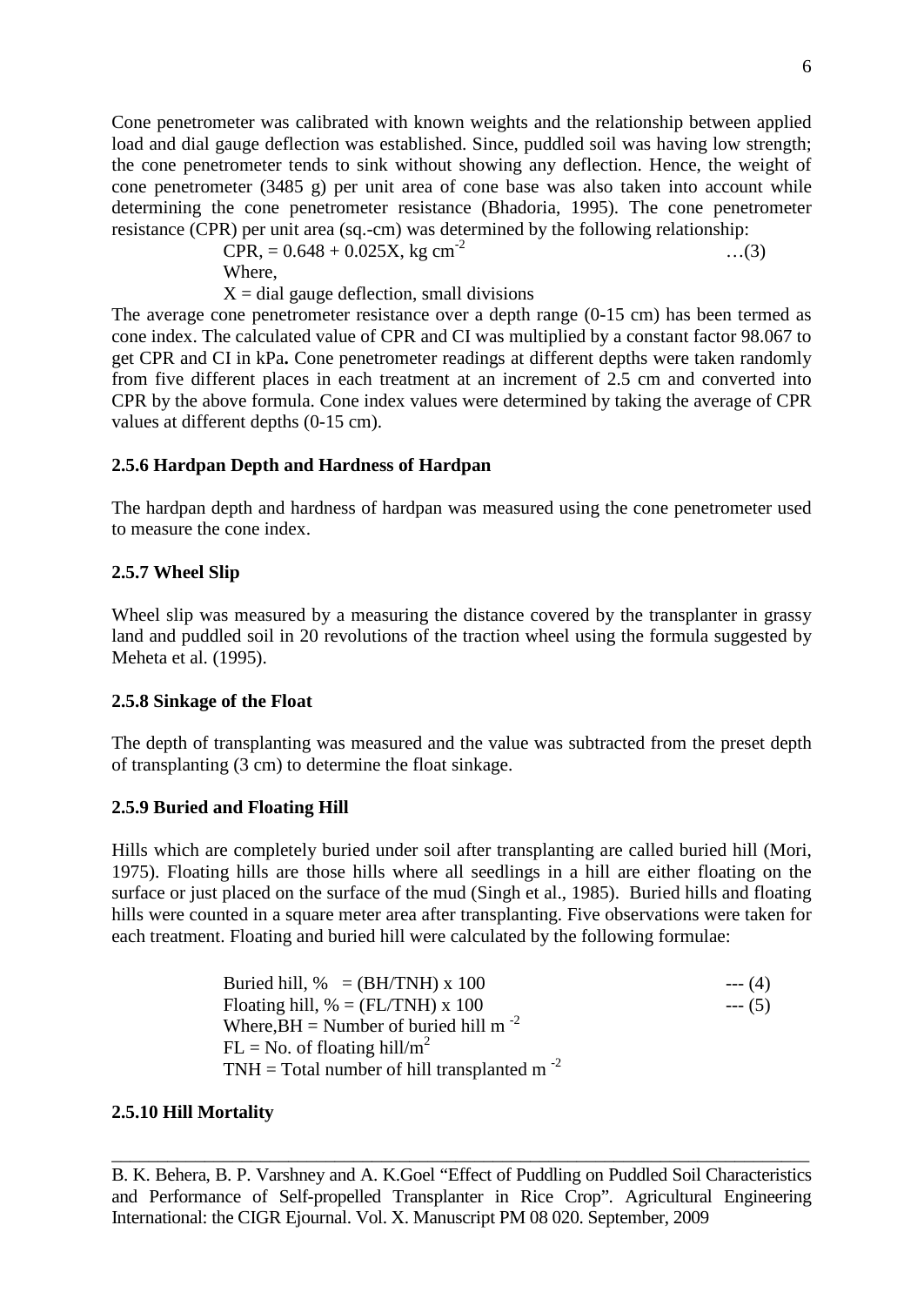Cone penetrometer was calibrated with known weights and the relationship between applied load and dial gauge deflection was established. Since, puddled soil was having low strength; the cone penetrometer tends to sink without showing any deflection. Hence, the weight of cone penetrometer (3485 g) per unit area of cone base was also taken into account while determining the cone penetrometer resistance (Bhadoria, 1995). The cone penetrometer resistance (CPR) per unit area (sq.-cm) was determined by the following relationship:

$$CPR, = 0.648 + 0.025X, \text{ kg cm}^{-2} \quad \ldots(3)$$

Where,

$X$ = dial gauge deflection, small divisions

The average cone penetrometer resistance over a depth range (0-15 cm) has been termed as cone index. The calculated value of CPR and CI was multiplied by a constant factor 98.067 to get CPR and CI in kPa**.** Cone penetrometer readings at different depths were taken randomly from five different places in each treatment at an increment of 2.5 cm and converted into CPR by the above formula. Cone index values were determined by taking the average of CPR values at different depths (0-15 cm).

### 2.5.6 Hardpan Depth and Hardness of Hardpan

The hardpan depth and hardness of hardpan was measured using the cone penetrometer used to measure the cone index.

### 2.5.7 Wheel Slip

Wheel slip was measured by a measuring the distance covered by the transplanter in grassy land and puddled soil in 20 revolutions of the traction wheel using the formula suggested by Meheta et al. (1995).

### 2.5.8 Sinkage of the Float

The depth of transplanting was measured and the value was subtracted from the preset depth of transplanting (3 cm) to determine the float sinkage.

### 2.5.9 Buried and Floating Hill

Hills which are completely buried under soil after transplanting are called buried hill (Mori, 1975). Floating hills are those hills where all seedlings in a hill are either floating on the surface or just placed on the surface of the mud (Singh et al., 1985). Buried hills and floating hills were counted in a square meter area after transplanting. Five observations were taken for each treatment. Floating and buried hill were calculated by the following formulae:

$$\text{Buried hill, \%} = (BH/TNH) \times 100 \quad \text{--- (4)}$$

$$\text{Floating hill, \%} = (FL/TNH) \times 100 \quad \text{--- (5)}$$

Where, BH = Number of buried hill $m^{-2}$

FL = No. of floating hill/$m^2$

TNH = Total number of hill transplanted $m^{-2}$

### 2.5.10 Hill Mortality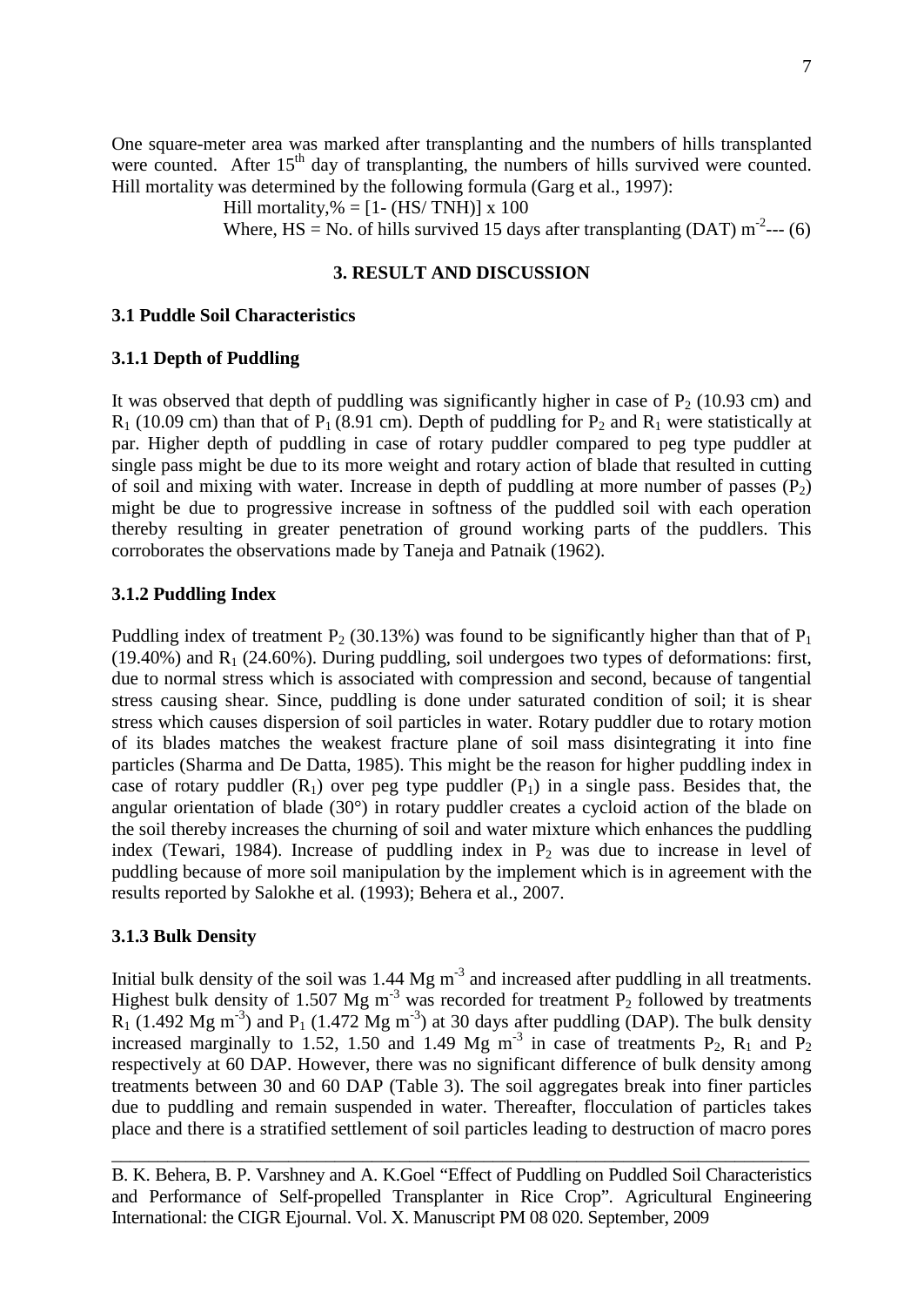One square-meter area was marked after transplanting and the numbers of hills transplanted were counted. After 15th day of transplanting, the numbers of hills survived were counted. Hill mortality was determined by the following formula (Garg et al., 1997):

Hill mortality,% = [1- (HS/ TNH)] x 100

Where, HS = No. of hills survived 15 days after transplanting (DAT) $m^{-2}$--- (6)

## 3. RESULT AND DISCUSSION

### 3.1 Puddle Soil Characteristics

#### 3.1.1 Depth of Puddling

It was observed that depth of puddling was significantly higher in case of $P_2$ (10.93 cm) and $R_1$ (10.09 cm) than that of $P_1$ (8.91 cm). Depth of puddling for $P_2$ and $R_1$ were statistically at par. Higher depth of puddling in case of rotary puddler compared to peg type puddler at single pass might be due to its more weight and rotary action of blade that resulted in cutting of soil and mixing with water. Increase in depth of puddling at more number of passes ($P_2$) might be due to progressive increase in softness of the puddled soil with each operation thereby resulting in greater penetration of ground working parts of the puddlers. This corroborates the observations made by Taneja and Patnaik (1962).

#### 3.1.2 Puddling Index

Puddling index of treatment $P_2$ (30.13%) was found to be significantly higher than that of $P_1$ (19.40%) and $R_1$ (24.60%). During puddling, soil undergoes two types of deformations: first, due to normal stress which is associated with compression and second, because of tangential stress causing shear. Since, puddling is done under saturated condition of soil; it is shear stress which causes dispersion of soil particles in water. Rotary puddler due to rotary motion of its blades matches the weakest fracture plane of soil mass disintegrating it into fine particles (Sharma and De Datta, 1985). This might be the reason for higher puddling index in case of rotary puddler ($R_1$) over peg type puddler ($P_1$) in a single pass. Besides that, the angular orientation of blade (30°) in rotary puddler creates a cycloid action of the blade on the soil thereby increases the churning of soil and water mixture which enhances the puddling index (Tewari, 1984). Increase of puddling index in $P_2$ was due to increase in level of puddling because of more soil manipulation by the implement which is in agreement with the results reported by Salokhe et al. (1993); Behera et al., 2007.

#### 3.1.3 Bulk Density

Initial bulk density of the soil was 1.44 Mg $m^{-3}$ and increased after puddling in all treatments. Highest bulk density of 1.507 Mg $m^{-3}$ was recorded for treatment $P_2$ followed by treatments $R_1$ (1.492 Mg $m^{-3}$) and $P_1$ (1.472 Mg $m^{-3}$) at 30 days after puddling (DAP). The bulk density increased marginally to 1.52, 1.50 and 1.49 Mg $m^{-3}$ in case of treatments $P_2$, $R_1$ and $P_2$ respectively at 60 DAP. However, there was no significant difference of bulk density among treatments between 30 and 60 DAP (Table 3). The soil aggregates break into finer particles due to puddling and remain suspended in water. Thereafter, flocculation of particles takes place and there is a stratified settlement of soil particles leading to destruction of macro pores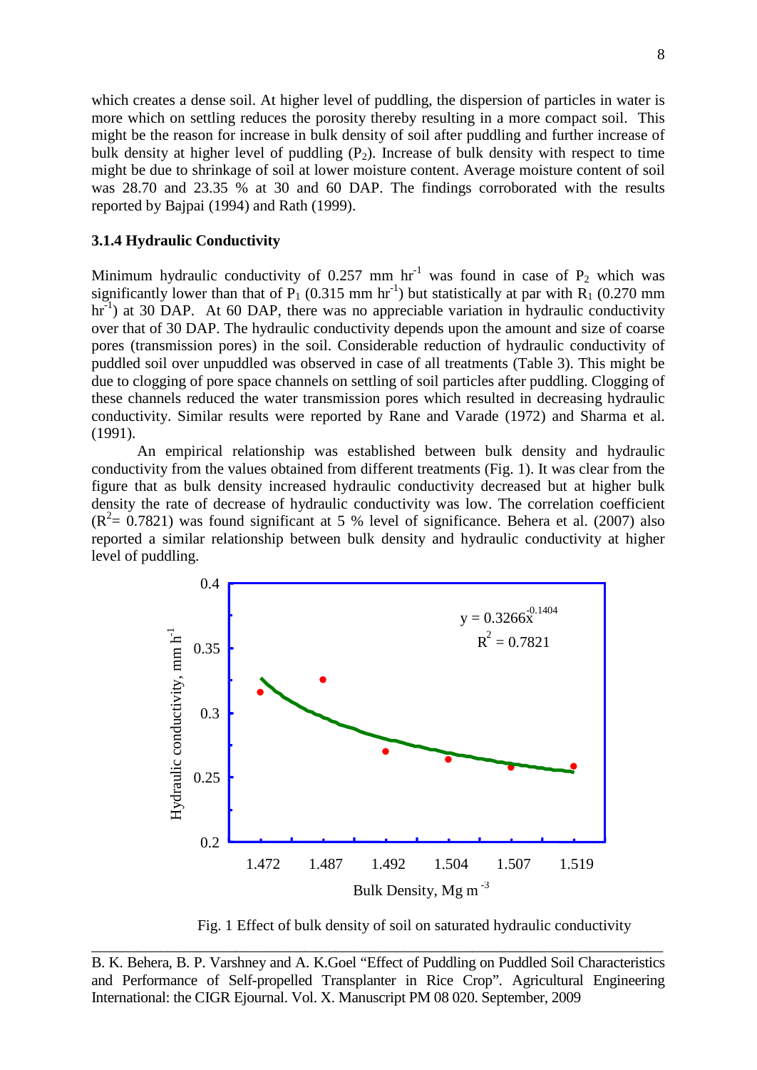which creates a dense soil. At higher level of puddling, the dispersion of particles in water is more which on settling reduces the porosity thereby resulting in a more compact soil. This might be the reason for increase in bulk density of soil after puddling and further increase of bulk density at higher level of puddling ($P_2$). Increase of bulk density with respect to time might be due to shrinkage of soil at lower moisture content. Average moisture content of soil was 28.70 and 23.35 % at 30 and 60 DAP. The findings corroborated with the results reported by Bajpai (1994) and Rath (1999).

### 3.1.4 Hydraulic Conductivity

Minimum hydraulic conductivity of 0.257 mm $hr^{-1}$ was found in case of $P_2$ which was significantly lower than that of $P_1$ (0.315 mm $hr^{-1}$) but statistically at par with $R_1$ (0.270 mm $hr^{-1}$) at 30 DAP. At 60 DAP, there was no appreciable variation in hydraulic conductivity over that of 30 DAP. The hydraulic conductivity depends upon the amount and size of coarse pores (transmission pores) in the soil. Considerable reduction of hydraulic conductivity of puddled soil over unpuddled was observed in case of all treatments (Table 3). This might be due to clogging of pore space channels on settling of soil particles after puddling. Clogging of these channels reduced the water transmission pores which resulted in decreasing hydraulic conductivity. Similar results were reported by Rane and Varade (1972) and Sharma et al. (1991).

An empirical relationship was established between bulk density and hydraulic conductivity from the values obtained from different treatments (Fig. 1). It was clear from the figure that as bulk density increased hydraulic conductivity decreased but at higher bulk density the rate of decrease of hydraulic conductivity was low. The correlation coefficient ($R^2$= 0.7821) was found significant at 5 % level of significance. Behera et al. (2007) also reported a similar relationship between bulk density and hydraulic conductivity at higher level of puddling.

$y = 0.3266x^{-0.1404}$

$R^2 = 0.7821$

Hydraulic conductivity, mm $h^{-1}$

0.4
0.35
0.3
0.25
0.2

1.472
1.487
1.492
1.504
1.507
1.519

Bulk Density, Mg $m^{-3}$

Fig. 1 Effect of bulk density of soil on saturated hydraulic conductivity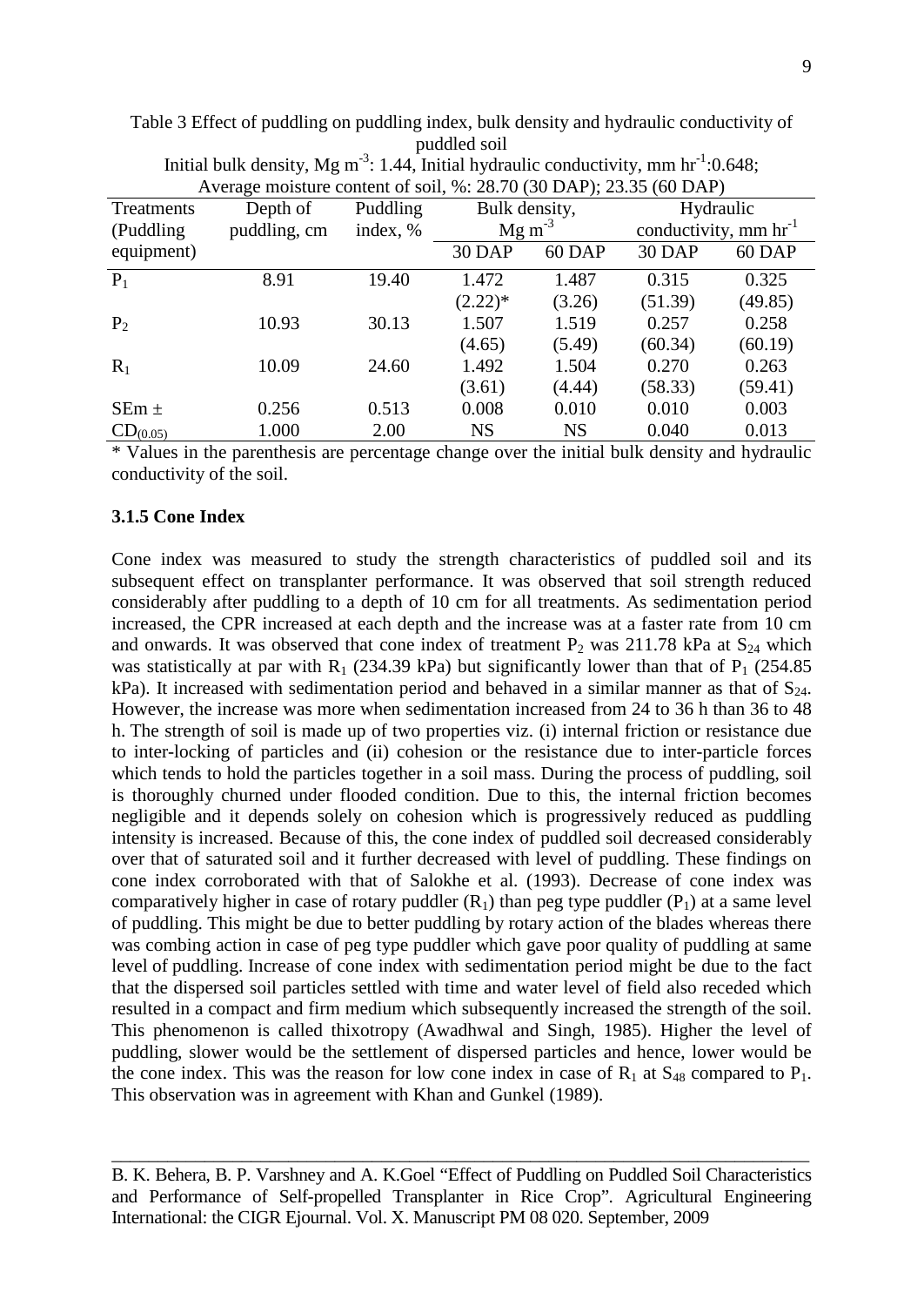Table 3 Effect of puddling on puddling index, bulk density and hydraulic conductivity of puddled soil

Initial bulk density, Mg $m^{-3}$: 1.44, Initial hydraulic conductivity, mm $hr^{-1}$:0.648; Average moisture content of soil, %: 28.70 (30 DAP); 23.35 (60 DAP)

| Treatments (Puddling equipment) | Depth of puddling, cm | Puddling index, % | Bulk density, Mg $m^{-3}$ | | Hydraulic conductivity, mm $hr^{-1}$ | |
|---|---|---|---|---|---|---|
| | | | 30 DAP | 60 DAP | 30 DAP | 60 DAP |
| $P_1$ | 8.91 | 19.40 | 1.472 (2.22)* | 1.487 (3.26) | 0.315 (51.39) | 0.325 (49.85) |
| $P_2$ | 10.93 | 30.13 | 1.507 (4.65) | 1.519 (5.49) | 0.257 (60.34) | 0.258 (60.19) |
| $R_1$ | 10.09 | 24.60 | 1.492 (3.61) | 1.504 (4.44) | 0.270 (58.33) | 0.263 (59.41) |
| SEm ± | 0.256 | 0.513 | 0.008 | 0.010 | 0.010 | 0.003 |
| $CD_{(0.05)}$ | 1.000 | 2.00 | NS | NS | 0.040 | 0.013 |

* Values in the parenthesis are percentage change over the initial bulk density and hydraulic conductivity of the soil.

### 3.1.5 Cone Index

Cone index was measured to study the strength characteristics of puddled soil and its subsequent effect on transplanter performance. It was observed that soil strength reduced considerably after puddling to a depth of 10 cm for all treatments. As sedimentation period increased, the CPR increased at each depth and the increase was at a faster rate from 10 cm and onwards. It was observed that cone index of treatment $P_2$ was 211.78 kPa at $S_{24}$ which was statistically at par with $R_1$ (234.39 kPa) but significantly lower than that of $P_1$ (254.85 kPa). It increased with sedimentation period and behaved in a similar manner as that of $S_{24}$. However, the increase was more when sedimentation increased from 24 to 36 h than 36 to 48 h. The strength of soil is made up of two properties viz. (i) internal friction or resistance due to inter-locking of particles and (ii) cohesion or the resistance due to inter-particle forces which tends to hold the particles together in a soil mass. During the process of puddling, soil is thoroughly churned under flooded condition. Due to this, the internal friction becomes negligible and it depends solely on cohesion which is progressively reduced as puddling intensity is increased. Because of this, the cone index of puddled soil decreased considerably over that of saturated soil and it further decreased with level of puddling. These findings on cone index corroborated with that of Salokhe et al. (1993). Decrease of cone index was comparatively higher in case of rotary puddler ($R_1$) than peg type puddler ($P_1$) at a same level of puddling. This might be due to better puddling by rotary action of the blades whereas there was combing action in case of peg type puddler which gave poor quality of puddling at same level of puddling. Increase of cone index with sedimentation period might be due to the fact that the dispersed soil particles settled with time and water level of field also receded which resulted in a compact and firm medium which subsequently increased the strength of the soil. This phenomenon is called thixotropy (Awadhwal and Singh, 1985). Higher the level of puddling, slower would be the settlement of dispersed particles and hence, lower would be the cone index. This was the reason for low cone index in case of $R_1$ at $S_{48}$ compared to $P_1$. This observation was in agreement with Khan and Gunkel (1989).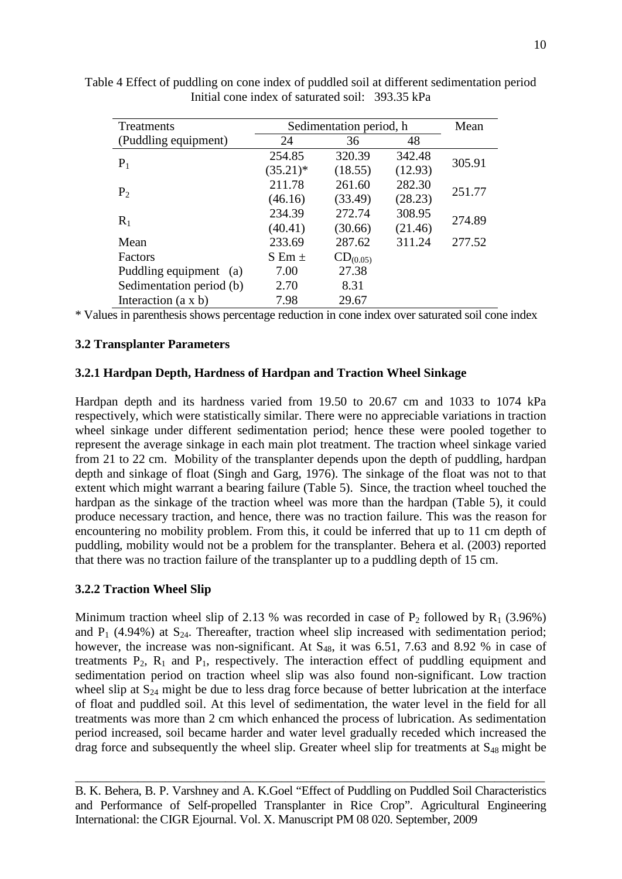Table 4 Effect of puddling on cone index of puddled soil at different sedimentation period
Initial cone index of saturated soil: 393.35 kPa

| Treatments (Puddling equipment) | Sedimentation period, h | | | Mean |
|---|---|---|---|---|
| | 24 | 36 | 48 | |
| $P_1$ | 254.85 (35.21)* | 320.39 (18.55) | 342.48 (12.93) | 305.91 |
| $P_2$ | 211.78 (46.16) | 261.60 (33.49) | 282.30 (28.23) | 251.77 |
| $R_1$ | 234.39 (40.41) | 272.74 (30.66) | 308.95 (21.46) | 274.89 |
| Mean | 233.69 | 287.62 | 311.24 | 277.52 |
| Factors | S Em ± | $CD_{(0.05)}$ | | |
| Puddling equipment (a) | 7.00 | 27.38 | | |
| Sedimentation period (b) | 2.70 | 8.31 | | |
| Interaction (a x b) | 7.98 | 29.67 | | |

* Values in parenthesis shows percentage reduction in cone index over saturated soil cone index

### 3.2 Transplanter Parameters

#### 3.2.1 Hardpan Depth, Hardness of Hardpan and Traction Wheel Sinkage

Hardpan depth and its hardness varied from 19.50 to 20.67 cm and 1033 to 1074 kPa respectively, which were statistically similar. There were no appreciable variations in traction wheel sinkage under different sedimentation period; hence these were pooled together to represent the average sinkage in each main plot treatment. The traction wheel sinkage varied from 21 to 22 cm. Mobility of the transplanter depends upon the depth of puddling, hardpan depth and sinkage of float (Singh and Garg, 1976). The sinkage of the float was not to that extent which might warrant a bearing failure (Table 5). Since, the traction wheel touched the hardpan as the sinkage of the traction wheel was more than the hardpan (Table 5), it could produce necessary traction, and hence, there was no traction failure. This was the reason for encountering no mobility problem. From this, it could be inferred that up to 11 cm depth of puddling, mobility would not be a problem for the transplanter. Behera et al. (2003) reported that there was no traction failure of the transplanter up to a puddling depth of 15 cm.

#### 3.2.2 Traction Wheel Slip

Minimum traction wheel slip of 2.13 % was recorded in case of $P_2$ followed by $R_1$ (3.96%) and $P_1$ (4.94%) at $S_{24}$. Thereafter, traction wheel slip increased with sedimentation period; however, the increase was non-significant. At $S_{48}$, it was 6.51, 7.63 and 8.92 % in case of treatments $P_2$, $R_1$ and $P_1$, respectively. The interaction effect of puddling equipment and sedimentation period on traction wheel slip was also found non-significant. Low traction wheel slip at $S_{24}$ might be due to less drag force because of better lubrication at the interface of float and puddled soil. At this level of sedimentation, the water level in the field for all treatments was more than 2 cm which enhanced the process of lubrication. As sedimentation period increased, soil became harder and water level gradually receded which increased the drag force and subsequently the wheel slip. Greater wheel slip for treatments at $S_{48}$ might be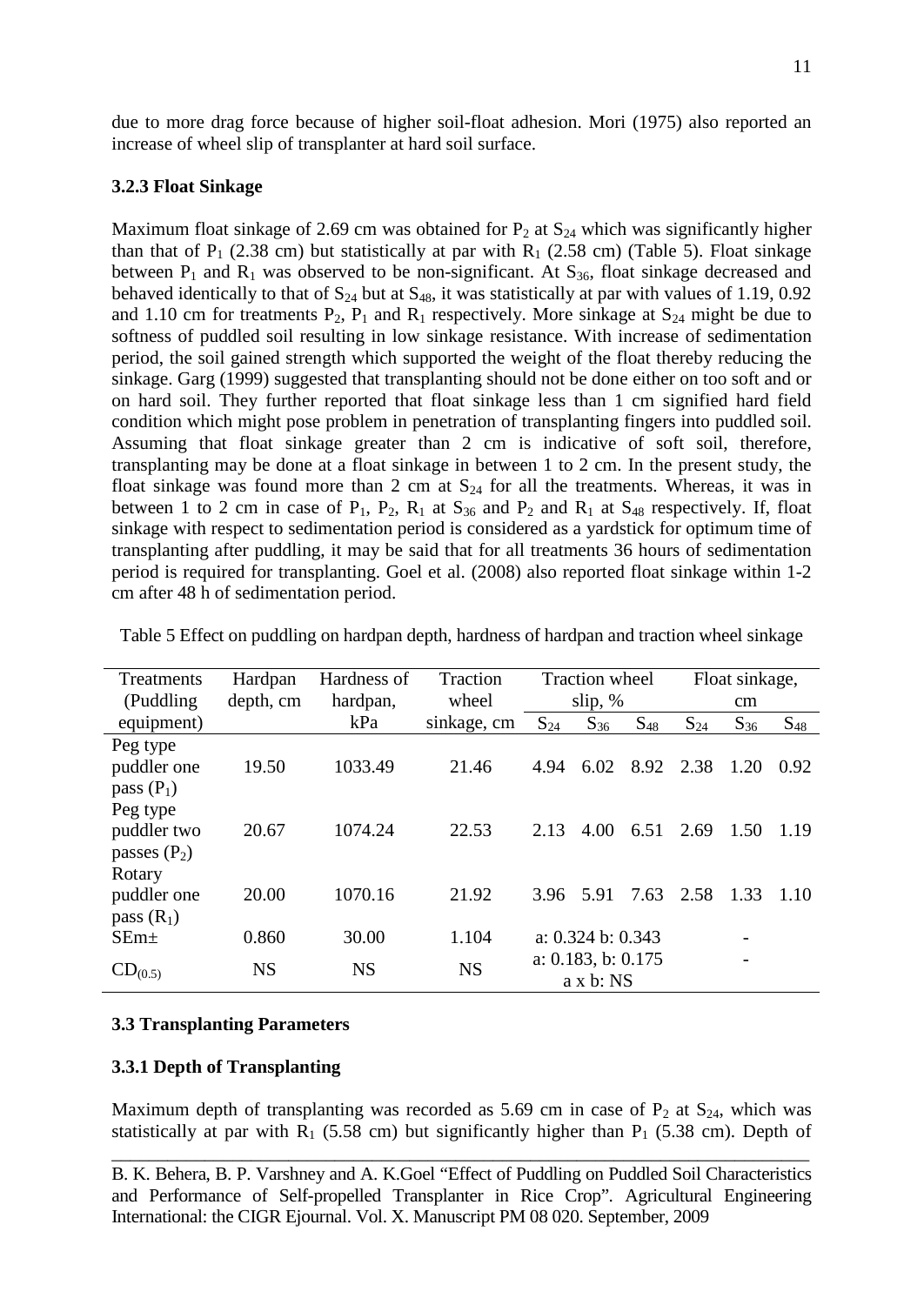due to more drag force because of higher soil-float adhesion. Mori (1975) also reported an increase of wheel slip of transplanter at hard soil surface.

### 3.2.3 Float Sinkage

Maximum float sinkage of 2.69 cm was obtained for $P_2$ at $S_{24}$ which was significantly higher than that of $P_1$ (2.38 cm) but statistically at par with $R_1$ (2.58 cm) (Table 5). Float sinkage between $P_1$ and $R_1$ was observed to be non-significant. At $S_{36}$, float sinkage decreased and behaved identically to that of $S_{24}$ but at $S_{48}$, it was statistically at par with values of 1.19, 0.92 and 1.10 cm for treatments $P_2$, $P_1$ and $R_1$ respectively. More sinkage at $S_{24}$ might be due to softness of puddled soil resulting in low sinkage resistance. With increase of sedimentation period, the soil gained strength which supported the weight of the float thereby reducing the sinkage. Garg (1999) suggested that transplanting should not be done either on too soft and or on hard soil. They further reported that float sinkage less than 1 cm signified hard field condition which might pose problem in penetration of transplanting fingers into puddled soil. Assuming that float sinkage greater than 2 cm is indicative of soft soil, therefore, transplanting may be done at a float sinkage in between 1 to 2 cm. In the present study, the float sinkage was found more than 2 cm at $S_{24}$ for all the treatments. Whereas, it was in between 1 to 2 cm in case of $P_1$, $P_2$, $R_1$ at $S_{36}$ and $P_2$ and $R_1$ at $S_{48}$ respectively. If, float sinkage with respect to sedimentation period is considered as a yardstick for optimum time of transplanting after puddling, it may be said that for all treatments 36 hours of sedimentation period is required for transplanting. Goel et al. (2008) also reported float sinkage within 1-2 cm after 48 h of sedimentation period.

Table 5 Effect on puddling on hardpan depth, hardness of hardpan and traction wheel sinkage

| Treatments (Puddling equipment) | Hardpan depth, cm | Hardness of hardpan, kPa | Traction wheel sinkage, cm | Traction wheel slip, % | | | Float sinkage, cm | | |
|---|---|---|---|---|---|---|---|---|---|
| | | | | $S_{24}$ | $S_{36}$ | $S_{48}$ | $S_{24}$ | $S_{36}$ | $S_{48}$ |
| Peg type puddler one pass ($P_1$) | 19.50 | 1033.49 | 21.46 | 4.94 | 6.02 | 8.92 | 2.38 | 1.20 | 0.92 |
| Peg type puddler two passes ($P_2$) | 20.67 | 1074.24 | 22.53 | 2.13 | 4.00 | 6.51 | 2.69 | 1.50 | 1.19 |
| Rotary puddler one pass ($R_1$) | 20.00 | 1070.16 | 21.92 | 3.96 | 5.91 | 7.63 | 2.58 | 1.33 | 1.10 |
| SEm± | 0.860 | 30.00 | 1.104 | a: 0.324 b: 0.343 | | | - | | |
| $CD_{(0.5)}$ | NS | NS | NS | a: 0.183, b: 0.175 a x b: NS | | | - | | |

## 3.3 Transplanting Parameters

### 3.3.1 Depth of Transplanting

Maximum depth of transplanting was recorded as 5.69 cm in case of $P_2$ at $S_{24}$, which was statistically at par with $R_1$ (5.58 cm) but significantly higher than $P_1$ (5.38 cm). Depth of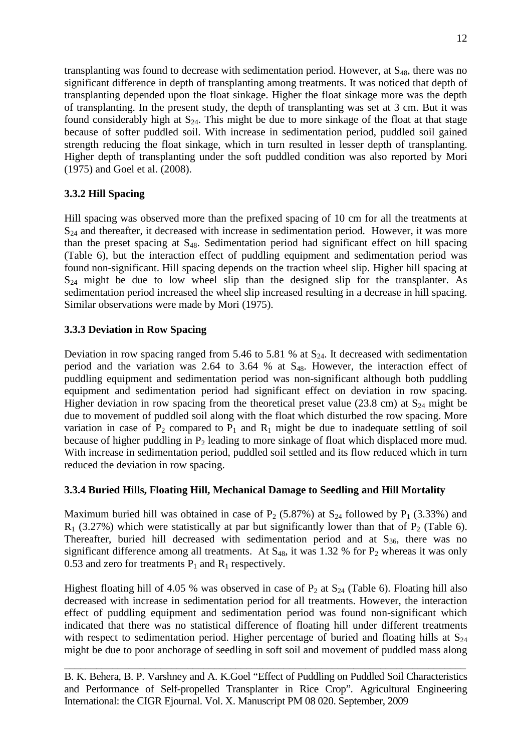transplanting was found to decrease with sedimentation period. However, at $S_{48}$, there was no significant difference in depth of transplanting among treatments. It was noticed that depth of transplanting depended upon the float sinkage. Higher the float sinkage more was the depth of transplanting. In the present study, the depth of transplanting was set at 3 cm. But it was found considerably high at $S_{24}$. This might be due to more sinkage of the float at that stage because of softer puddled soil. With increase in sedimentation period, puddled soil gained strength reducing the float sinkage, which in turn resulted in lesser depth of transplanting. Higher depth of transplanting under the soft puddled condition was also reported by Mori (1975) and Goel et al. (2008).

### 3.3.2 Hill Spacing

Hill spacing was observed more than the prefixed spacing of 10 cm for all the treatments at $S_{24}$ and thereafter, it decreased with increase in sedimentation period. However, it was more than the preset spacing at $S_{48}$. Sedimentation period had significant effect on hill spacing (Table 6), but the interaction effect of puddling equipment and sedimentation period was found non-significant. Hill spacing depends on the traction wheel slip. Higher hill spacing at $S_{24}$ might be due to low wheel slip than the designed slip for the transplanter. As sedimentation period increased the wheel slip increased resulting in a decrease in hill spacing. Similar observations were made by Mori (1975).

### 3.3.3 Deviation in Row Spacing

Deviation in row spacing ranged from 5.46 to 5.81 % at $S_{24}$. It decreased with sedimentation period and the variation was 2.64 to 3.64 % at $S_{48}$. However, the interaction effect of puddling equipment and sedimentation period was non-significant although both puddling equipment and sedimentation period had significant effect on deviation in row spacing. Higher deviation in row spacing from the theoretical preset value (23.8 cm) at $S_{24}$ might be due to movement of puddled soil along with the float which disturbed the row spacing. More variation in case of $P_2$ compared to $P_1$ and $R_1$ might be due to inadequate settling of soil because of higher puddling in $P_2$ leading to more sinkage of float which displaced more mud. With increase in sedimentation period, puddled soil settled and its flow reduced which in turn reduced the deviation in row spacing.

### 3.3.4 Buried Hills, Floating Hill, Mechanical Damage to Seedling and Hill Mortality

Maximum buried hill was obtained in case of $P_2$ (5.87%) at $S_{24}$ followed by $P_1$ (3.33%) and $R_1$ (3.27%) which were statistically at par but significantly lower than that of $P_2$ (Table 6). Thereafter, buried hill decreased with sedimentation period and at $S_{36}$, there was no significant difference among all treatments. At $S_{48}$, it was 1.32 % for $P_2$ whereas it was only 0.53 and zero for treatments $P_1$ and $R_1$ respectively.

Highest floating hill of 4.05 % was observed in case of $P_2$ at $S_{24}$ (Table 6). Floating hill also decreased with increase in sedimentation period for all treatments. However, the interaction effect of puddling equipment and sedimentation period was found non-significant which indicated that there was no statistical difference of floating hill under different treatments with respect to sedimentation period. Higher percentage of buried and floating hills at $S_{24}$ might be due to poor anchorage of seedling in soft soil and movement of puddled mass along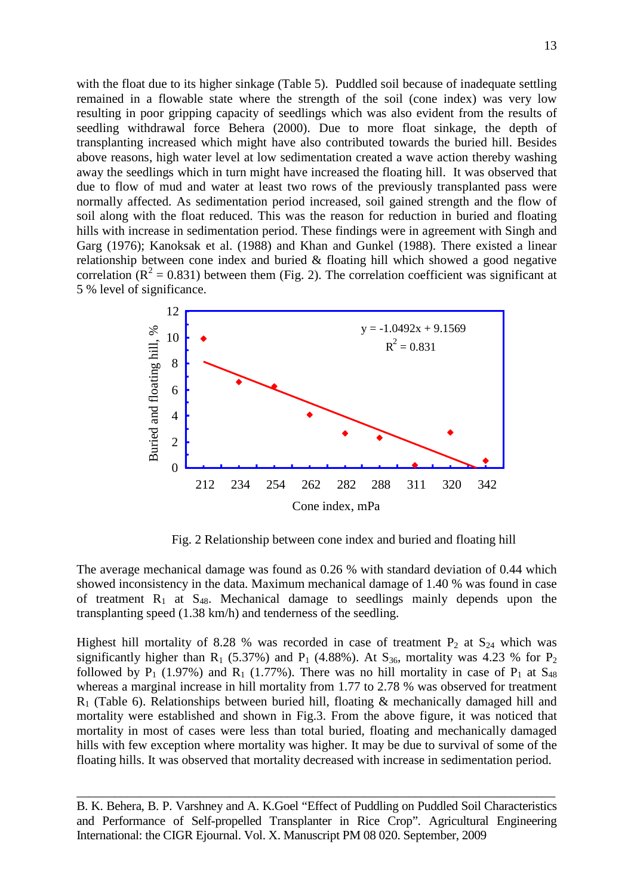with the float due to its higher sinkage (Table 5). Puddled soil because of inadequate settling remained in a flowable state where the strength of the soil (cone index) was very low resulting in poor gripping capacity of seedlings which was also evident from the results of seedling withdrawal force Behera (2000). Due to more float sinkage, the depth of transplanting increased which might have also contributed towards the buried hill. Besides above reasons, high water level at low sedimentation created a wave action thereby washing away the seedlings which in turn might have increased the floating hill. It was observed that due to flow of mud and water at least two rows of the previously transplanted pass were normally affected. As sedimentation period increased, soil gained strength and the flow of soil along with the float reduced. This was the reason for reduction in buried and floating hills with increase in sedimentation period. These findings were in agreement with Singh and Garg (1976); Kanoksak et al. (1988) and Khan and Gunkel (1988). There existed a linear relationship between cone index and buried & floating hill which showed a good negative correlation ($R^2 = 0.831$) between them (Fig. 2). The correlation coefficient was significant at 5 % level of significance.

$y = -1.0492x + 9.1569$

$R^2 = 0.831$

Buried and floating hill, %

0
2
4
6
8
10
12

212 234 254 262 282 288 311 320 342

Cone index, mPa

Fig. 2 Relationship between cone index and buried and floating hill

The average mechanical damage was found as 0.26 % with standard deviation of 0.44 which showed inconsistency in the data. Maximum mechanical damage of 1.40 % was found in case of treatment $R_1$ at $S_{48}$. Mechanical damage to seedlings mainly depends upon the transplanting speed (1.38 km/h) and tenderness of the seedling.

Highest hill mortality of 8.28 % was recorded in case of treatment $P_2$ at $S_{24}$ which was significantly higher than $R_1$ (5.37%) and $P_1$ (4.88%). At $S_{36}$, mortality was 4.23 % for $P_2$ followed by $P_1$ (1.97%) and $R_1$ (1.77%). There was no hill mortality in case of $P_1$ at $S_{48}$ whereas a marginal increase in hill mortality from 1.77 to 2.78 % was observed for treatment $R_1$ (Table 6). Relationships between buried hill, floating & mechanically damaged hill and mortality were established and shown in Fig.3. From the above figure, it was noticed that mortality in most of cases were less than total buried, floating and mechanically damaged hills with few exception where mortality was higher. It may be due to survival of some of the floating hills. It was observed that mortality decreased with increase in sedimentation period.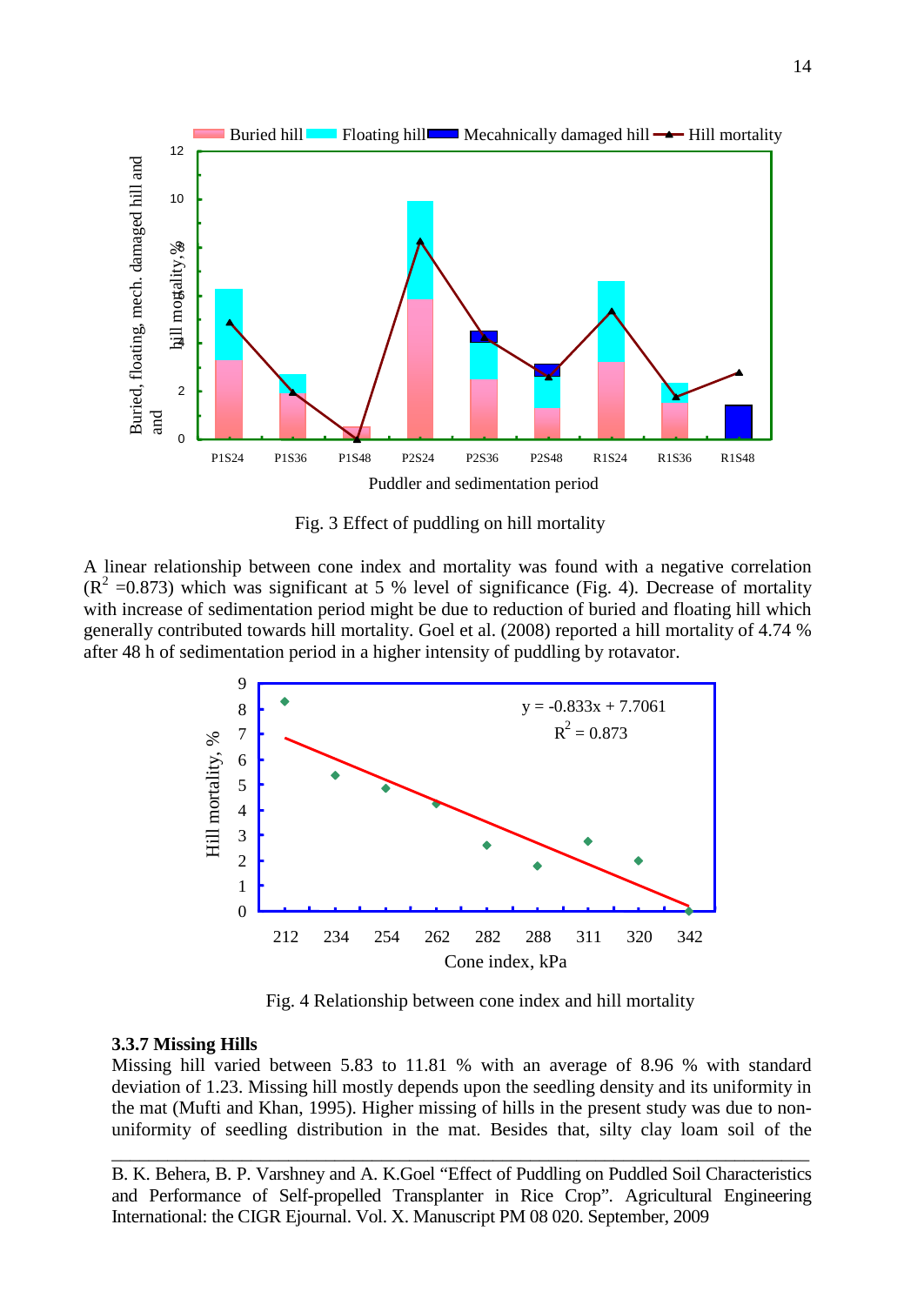Buried hill Floating hill Mecahnically damaged hill Hill mortality

Buried, floating, mech. damaged hill and hill mortality, %

12
10
8
6
4
2
0

P1S24 P1S36 P1S48 P2S24 P2S36 P2S48 R1S24 R1S36 R1S48

Puddler and sedimentation period

Fig. 3 Effect of puddling on hill mortality

A linear relationship between cone index and mortality was found with a negative correlation ($R^2$ =0.873) which was significant at 5 % level of significance (Fig. 4). Decrease of mortality with increase of sedimentation period might be due to reduction of buried and floating hill which generally contributed towards hill mortality. Goel et al. (2008) reported a hill mortality of 4.74 % after 48 h of sedimentation period in a higher intensity of puddling by rotavator.

$y = -0.833x + 7.7061$
$R^2 = 0.873$

Hill mortality, %

9
8
7
6
5
4
3
2
1
0

212 234 254 262 282 288 311 320 342

Cone index, kPa

Fig. 4 Relationship between cone index and hill mortality

### 3.3.7 Missing Hills

Missing hill varied between 5.83 to 11.81 % with an average of 8.96 % with standard deviation of 1.23. Missing hill mostly depends upon the seedling density and its uniformity in the mat (Mufti and Khan, 1995). Higher missing of hills in the present study was due to non-uniformity of seedling distribution in the mat. Besides that, silty clay loam soil of the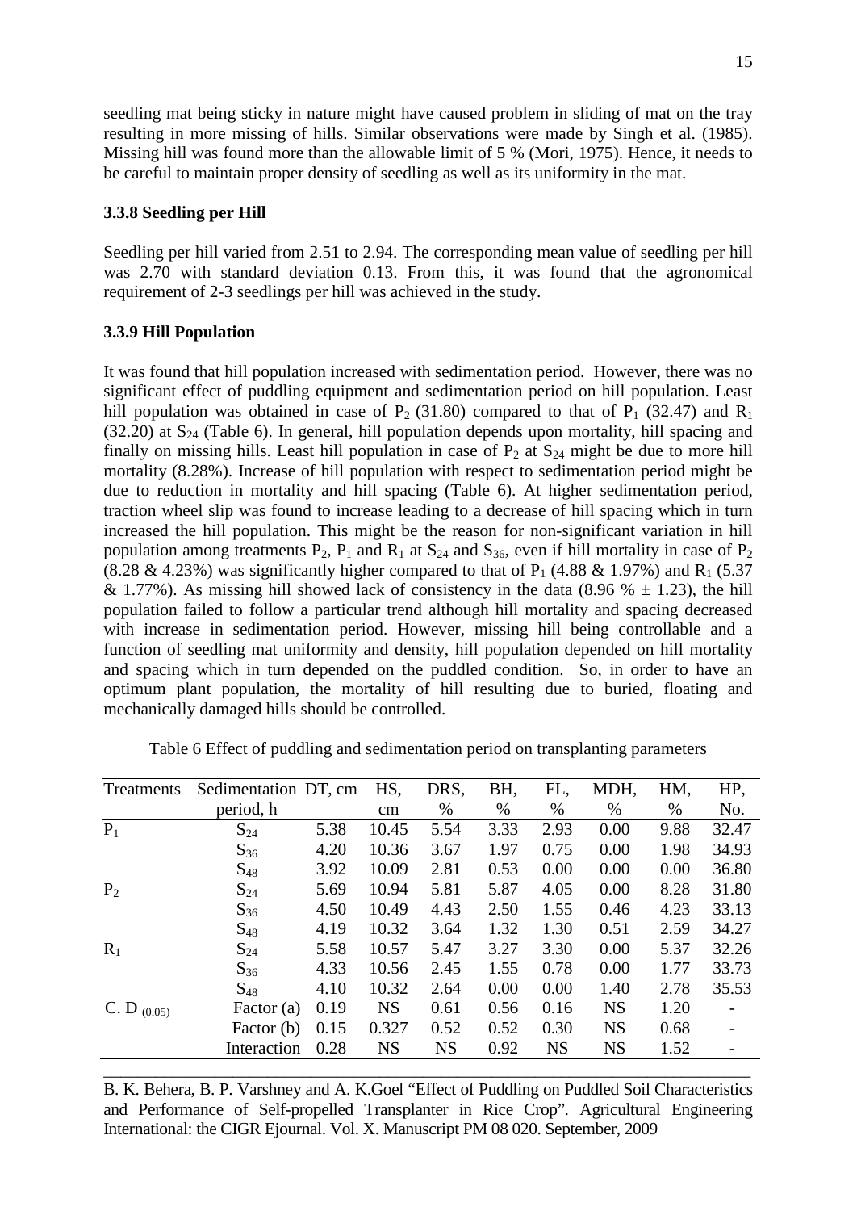seedling mat being sticky in nature might have caused problem in sliding of mat on the tray resulting in more missing of hills. Similar observations were made by Singh et al. (1985). Missing hill was found more than the allowable limit of 5 % (Mori, 1975). Hence, it needs to be careful to maintain proper density of seedling as well as its uniformity in the mat.

### 3.3.8 Seedling per Hill

Seedling per hill varied from 2.51 to 2.94. The corresponding mean value of seedling per hill was 2.70 with standard deviation 0.13. From this, it was found that the agronomical requirement of 2-3 seedlings per hill was achieved in the study.

### 3.3.9 Hill Population

It was found that hill population increased with sedimentation period. However, there was no significant effect of puddling equipment and sedimentation period on hill population. Least hill population was obtained in case of $P_2$ (31.80) compared to that of $P_1$ (32.47) and $R_1$ (32.20) at $S_{24}$ (Table 6). In general, hill population depends upon mortality, hill spacing and finally on missing hills. Least hill population in case of $P_2$ at $S_{24}$ might be due to more hill mortality (8.28%). Increase of hill population with respect to sedimentation period might be due to reduction in mortality and hill spacing (Table 6). At higher sedimentation period, traction wheel slip was found to increase leading to a decrease of hill spacing which in turn increased the hill population. This might be the reason for non-significant variation in hill population among treatments $P_2$, $P_1$ and $R_1$ at $S_{24}$ and $S_{36}$, even if hill mortality in case of $P_2$ (8.28 & 4.23%) was significantly higher compared to that of $P_1$ (4.88 & 1.97%) and $R_1$ (5.37 & 1.77%). As missing hill showed lack of consistency in the data (8.96 % $\pm$ 1.23), the hill population failed to follow a particular trend although hill mortality and spacing decreased with increase in sedimentation period. However, missing hill being controllable and a function of seedling mat uniformity and density, hill population depended on hill mortality and spacing which in turn depended on the puddled condition. So, in order to have an optimum plant population, the mortality of hill resulting due to buried, floating and mechanically damaged hills should be controlled.

Table 6 Effect of puddling and sedimentation period on transplanting parameters

| Treatments | Sedimentation period, h | DT, cm | HS, cm | DRS, % | BH, % | FL, % | MDH, % | HM, % | HP, No. |
|---|---|---|---|---|---|---|---|---|---|
| $P_1$ | $S_{24}$ | 5.38 | 10.45 | 5.54 | 3.33 | 2.93 | 0.00 | 9.88 | 32.47 |
| | $S_{36}$ | 4.20 | 10.36 | 3.67 | 1.97 | 0.75 | 0.00 | 1.98 | 34.93 |
| | $S_{48}$ | 3.92 | 10.09 | 2.81 | 0.53 | 0.00 | 0.00 | 0.00 | 36.80 |
| $P_2$ | $S_{24}$ | 5.69 | 10.94 | 5.81 | 5.87 | 4.05 | 0.00 | 8.28 | 31.80 |
| | $S_{36}$ | 4.50 | 10.49 | 4.43 | 2.50 | 1.55 | 0.46 | 4.23 | 33.13 |
| | $S_{48}$ | 4.19 | 10.32 | 3.64 | 1.32 | 1.30 | 0.51 | 2.59 | 34.27 |
| $R_1$ | $S_{24}$ | 5.58 | 10.57 | 5.47 | 3.27 | 3.30 | 0.00 | 5.37 | 32.26 |
| | $S_{36}$ | 4.33 | 10.56 | 2.45 | 1.55 | 0.78 | 0.00 | 1.77 | 33.73 |
| | $S_{48}$ | 4.10 | 10.32 | 2.64 | 0.00 | 0.00 | 1.40 | 2.78 | 35.53 |
| C. D $_{(0.05)}$ | Factor (a) | 0.19 | NS | 0.61 | 0.56 | 0.16 | NS | 1.20 | - |
| | Factor (b) | 0.15 | 0.327 | 0.52 | 0.52 | 0.30 | NS | 0.68 | - |
| | Interaction | 0.28 | NS | NS | 0.92 | NS | NS | 1.52 | - |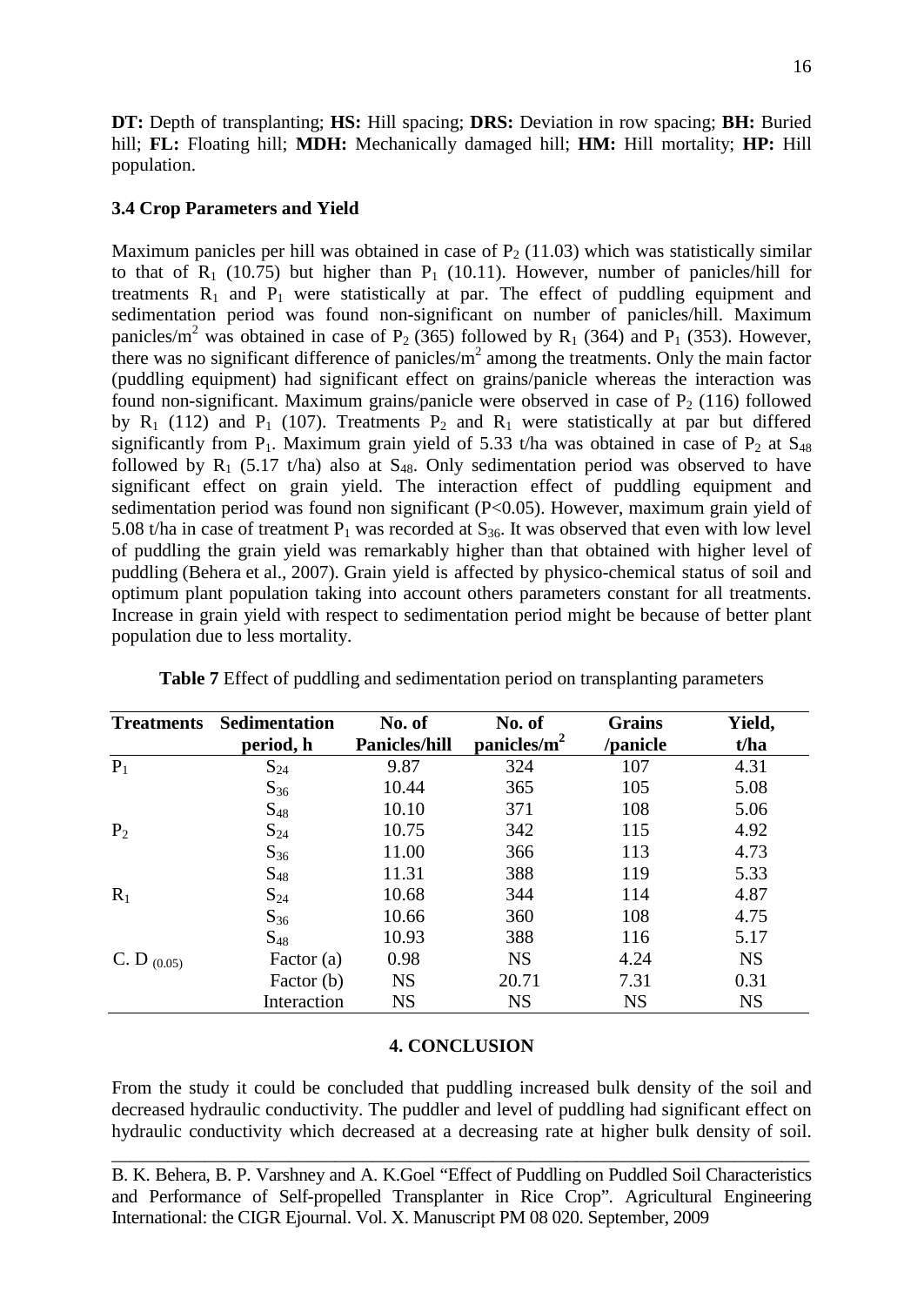**DT:** Depth of transplanting; **HS:** Hill spacing; **DRS:** Deviation in row spacing; **BH:** Buried hill; **FL:** Floating hill; **MDH:** Mechanically damaged hill; **HM:** Hill mortality; **HP:** Hill population.

### 3.4 Crop Parameters and Yield

Maximum panicles per hill was obtained in case of $P_2$ (11.03) which was statistically similar to that of $R_1$ (10.75) but higher than $P_1$ (10.11). However, number of panicles/hill for treatments $R_1$ and $P_1$ were statistically at par. The effect of puddling equipment and sedimentation period was found non-significant on number of panicles/hill. Maximum panicles/m$^2$ was obtained in case of $P_2$ (365) followed by $R_1$ (364) and $P_1$ (353). However, there was no significant difference of panicles/m$^2$ among the treatments. Only the main factor (puddling equipment) had significant effect on grains/panicle whereas the interaction was found non-significant. Maximum grains/panicle were observed in case of $P_2$ (116) followed by $R_1$ (112) and $P_1$ (107). Treatments $P_2$ and $R_1$ were statistically at par but differed significantly from $P_1$. Maximum grain yield of 5.33 t/ha was obtained in case of $P_2$ at $S_{48}$ followed by $R_1$ (5.17 t/ha) also at $S_{48}$. Only sedimentation period was observed to have significant effect on grain yield. The interaction effect of puddling equipment and sedimentation period was found non significant ($P<0.05$). However, maximum grain yield of 5.08 t/ha in case of treatment $P_1$ was recorded at $S_{36}$. It was observed that even with low level of puddling the grain yield was remarkably higher than that obtained with higher level of puddling (Behera et al., 2007). Grain yield is affected by physico-chemical status of soil and optimum plant population taking into account others parameters constant for all treatments. Increase in grain yield with respect to sedimentation period might be because of better plant population due to less mortality.

**Table 7** Effect of puddling and sedimentation period on transplanting parameters

| Treatments | Sedimentation period, h | No. of Panicles/hill | No. of panicles/m$^2$ | Grains /panicle | Yield, t/ha |
|---|---|---|---|---|---|
| $P_1$ | $S_{24}$ | 9.87 | 324 | 107 | 4.31 |
| | $S_{36}$ | 10.44 | 365 | 105 | 5.08 |
| | $S_{48}$ | 10.10 | 371 | 108 | 5.06 |
| $P_2$ | $S_{24}$ | 10.75 | 342 | 115 | 4.92 |
| | $S_{36}$ | 11.00 | 366 | 113 | 4.73 |
| | $S_{48}$ | 11.31 | 388 | 119 | 5.33 |
| $R_1$ | $S_{24}$ | 10.68 | 344 | 114 | 4.87 |
| | $S_{36}$ | 10.66 | 360 | 108 | 4.75 |
| | $S_{48}$ | 10.93 | 388 | 116 | 5.17 |
| C. D $_{(0.05)}$ | Factor (a) | 0.98 | NS | 4.24 | NS |
| | Factor (b) | NS | 20.71 | 7.31 | 0.31 |
| | Interaction | NS | NS | NS | NS |

## 4. CONCLUSION

From the study it could be concluded that puddling increased bulk density of the soil and decreased hydraulic conductivity. The puddler and level of puddling had significant effect on hydraulic conductivity which decreased at a decreasing rate at higher bulk density of soil.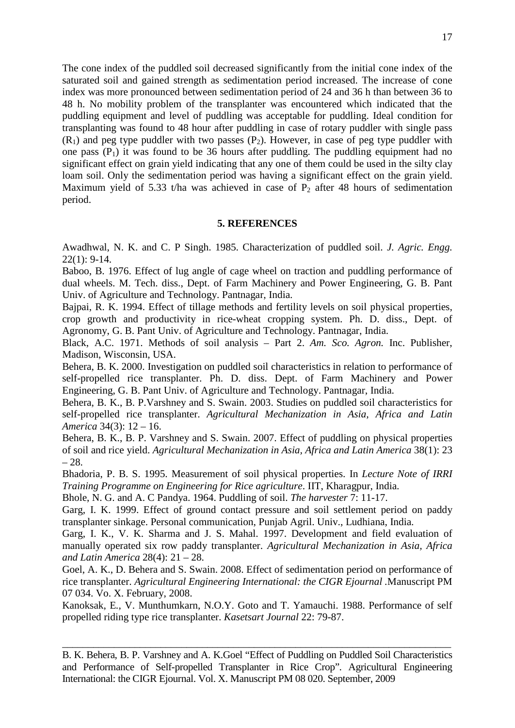The cone index of the puddled soil decreased significantly from the initial cone index of the saturated soil and gained strength as sedimentation period increased. The increase of cone index was more pronounced between sedimentation period of 24 and 36 h than between 36 to 48 h. No mobility problem of the transplanter was encountered which indicated that the puddling equipment and level of puddling was acceptable for puddling. Ideal condition for transplanting was found to 48 hour after puddling in case of rotary puddler with single pass ($R_1$) and peg type puddler with two passes ($P_2$). However, in case of peg type puddler with one pass ($P_1$) it was found to be 36 hours after puddling. The puddling equipment had no significant effect on grain yield indicating that any one of them could be used in the silty clay loam soil. Only the sedimentation period was having a significant effect on the grain yield. Maximum yield of 5.33 t/ha was achieved in case of $P_2$ after 48 hours of sedimentation period.

## 5. REFERENCES

Awadhwal, N. K. and C. P Singh. 1985. Characterization of puddled soil. *J. Agric. Engg.* 22(1): 9-14.

Baboo, B. 1976. Effect of lug angle of cage wheel on traction and puddling performance of dual wheels. M. Tech. diss., Dept. of Farm Machinery and Power Engineering, G. B. Pant Univ. of Agriculture and Technology. Pantnagar, India.

Bajpai, R. K. 1994. Effect of tillage methods and fertility levels on soil physical properties, crop growth and productivity in rice-wheat cropping system. Ph. D. diss., Dept. of Agronomy, G. B. Pant Univ. of Agriculture and Technology. Pantnagar, India.

Black, A.C. 1971. Methods of soil analysis – Part 2. *Am. Sco. Agron.* Inc. Publisher, Madison, Wisconsin, USA.

Behera, B. K. 2000. Investigation on puddled soil characteristics in relation to performance of self-propelled rice transplanter. Ph. D. diss. Dept. of Farm Machinery and Power Engineering, G. B. Pant Univ. of Agriculture and Technology. Pantnagar, India.

Behera, B. K., B. P.Varshney and S. Swain. 2003. Studies on puddled soil characteristics for self-propelled rice transplanter. *Agricultural Mechanization in Asia, Africa and Latin America* 34(3): 12 – 16.

Behera, B. K., B. P. Varshney and S. Swain. 2007. Effect of puddling on physical properties of soil and rice yield. *Agricultural Mechanization in Asia, Africa and Latin America* 38(1): 23 – 28.

Bhadoria, P. B. S. 1995. Measurement of soil physical properties. In *Lecture Note of IRRI Training Programme on Engineering for Rice agriculture*. IIT, Kharagpur, India.

Bhole, N. G. and A. C Pandya. 1964. Puddling of soil. *The harvester* 7: 11-17.

Garg, I. K. 1999. Effect of ground contact pressure and soil settlement period on paddy transplanter sinkage. Personal communication, Punjab Agril. Univ., Ludhiana, India.

Garg, I. K., V. K. Sharma and J. S. Mahal. 1997. Development and field evaluation of manually operated six row paddy transplanter. *Agricultural Mechanization in Asia, Africa and Latin America* 28(4): 21 – 28.

Goel, A. K., D. Behera and S. Swain. 2008. Effect of sedimentation period on performance of rice transplanter. *Agricultural Engineering International: the CIGR Ejournal* .Manuscript PM 07 034. Vo. X. February, 2008.

Kanoksak, E., V. Munthumkarn, N.O.Y. Goto and T. Yamauchi. 1988. Performance of self propelled riding type rice transplanter. *Kasetsart Journal* 22: 79-87.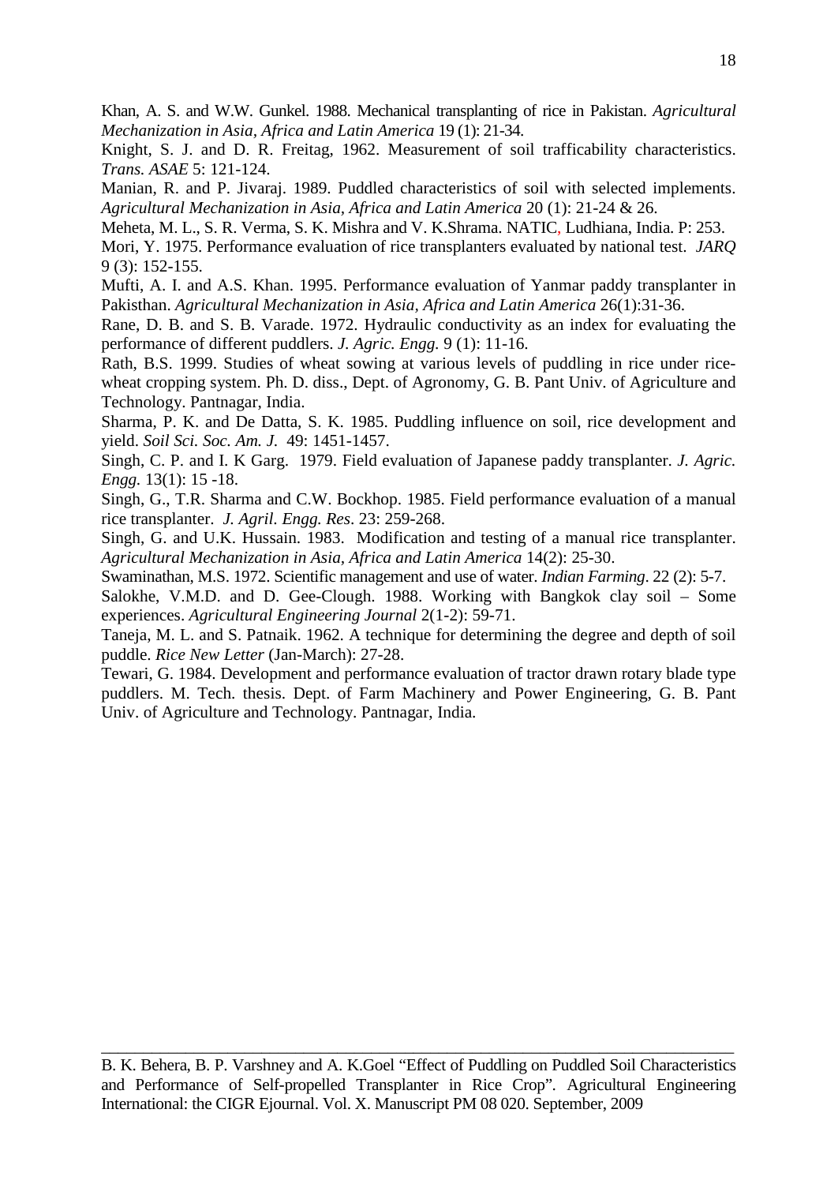Khan, A. S. and W.W. Gunkel. 1988. Mechanical transplanting of rice in Pakistan. *Agricultural Mechanization in Asia, Africa and Latin America* 19 (1): 21-34.

Knight, S. J. and D. R. Freitag, 1962. Measurement of soil trafficability characteristics. *Trans. ASAE* 5: 121-124.

Manian, R. and P. Jivaraj. 1989. Puddled characteristics of soil with selected implements. *Agricultural Mechanization in Asia, Africa and Latin America* 20 (1): 21-24 & 26.

Meheta, M. L., S. R. Verma, S. K. Mishra and V. K.Shrama. NATIC, Ludhiana, India. P: 253.

Mori, Y. 1975. Performance evaluation of rice transplanters evaluated by national test. *JARQ* 9 (3): 152-155.

Mufti, A. I. and A.S. Khan. 1995. Performance evaluation of Yanmar paddy transplanter in Pakisthan. *Agricultural Mechanization in Asia, Africa and Latin America* 26(1):31-36.

Rane, D. B. and S. B. Varade. 1972. Hydraulic conductivity as an index for evaluating the performance of different puddlers. *J. Agric. Engg.* 9 (1): 11-16.

Rath, B.S. 1999. Studies of wheat sowing at various levels of puddling in rice under rice-wheat cropping system. Ph. D. diss., Dept. of Agronomy, G. B. Pant Univ. of Agriculture and Technology. Pantnagar, India.

Sharma, P. K. and De Datta, S. K. 1985. Puddling influence on soil, rice development and yield. *Soil Sci. Soc. Am. J.* 49: 1451-1457.

Singh, C. P. and I. K Garg. 1979. Field evaluation of Japanese paddy transplanter. *J. Agric. Engg.* 13(1): 15 -18.

Singh, G., T.R. Sharma and C.W. Bockhop. 1985. Field performance evaluation of a manual rice transplanter. *J. Agril. Engg. Res*. 23: 259-268.

Singh, G. and U.K. Hussain. 1983. Modification and testing of a manual rice transplanter. *Agricultural Mechanization in Asia, Africa and Latin America* 14(2): 25-30.

Swaminathan, M.S. 1972. Scientific management and use of water. *Indian Farming*. 22 (2): 5-7.

Salokhe, V.M.D. and D. Gee-Clough. 1988. Working with Bangkok clay soil – Some experiences. *Agricultural Engineering Journal* 2(1-2): 59-71.

Taneja, M. L. and S. Patnaik. 1962. A technique for determining the degree and depth of soil puddle. *Rice New Letter* (Jan-March): 27-28.

Tewari, G. 1984. Development and performance evaluation of tractor drawn rotary blade type puddlers. M. Tech. thesis. Dept. of Farm Machinery and Power Engineering, G. B. Pant Univ. of Agriculture and Technology. Pantnagar, India.